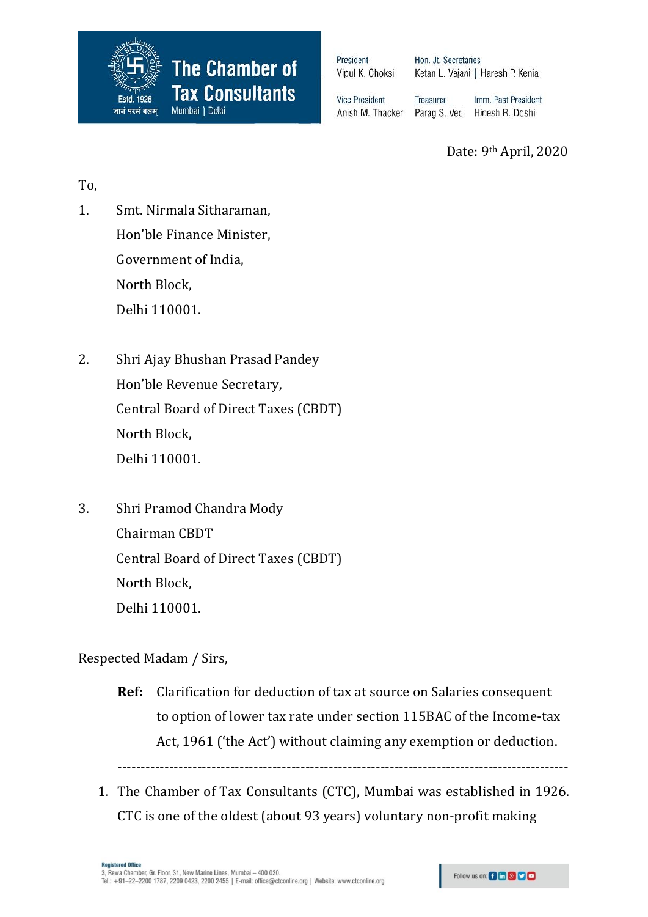**The Chamber of Tax Consultants**
Estd. 1926
ज्ञानं परमं बलम्
Mumbai | Delhi

President
Vipul K. Choksi

Hon. Jt. Secretaries
Ketan L. Vajani | Haresh P. Kenia

Vice President
Anish M. Thacker

Treasurer
Parag S. Ved

Imm. Past President
Hinesh R. Doshi

Date: 9th April, 2020

To,

1. Smt. Nirmala Sitharaman,
   Hon'ble Finance Minister,
   Government of India,
   North Block,
   Delhi 110001.

2. Shri Ajay Bhushan Prasad Pandey
   Hon'ble Revenue Secretary,
   Central Board of Direct Taxes (CBDT)
   North Block,
   Delhi 110001.

3. Shri Pramod Chandra Mody
   Chairman CBDT
   Central Board of Direct Taxes (CBDT)
   North Block,
   Delhi 110001.

Respected Madam / Sirs,

**Ref:** Clarification for deduction of tax at source on Salaries consequent to option of lower tax rate under section 115BAC of the Income-tax Act, 1961 ('the Act') without claiming any exemption or deduction.

---

1. The Chamber of Tax Consultants (CTC), Mumbai was established in 1926. CTC is one of the oldest (about 93 years) voluntary non-profit making

**Registered Office**
3, Rewa Chamber, Gr. Floor, 31, New Marine Lines, Mumbai – 400 020.
Tel.: +91–22–2200 1787, 2209 0423, 2200 2455 | E-mail: office@ctconline.org | Website: www.ctconline.org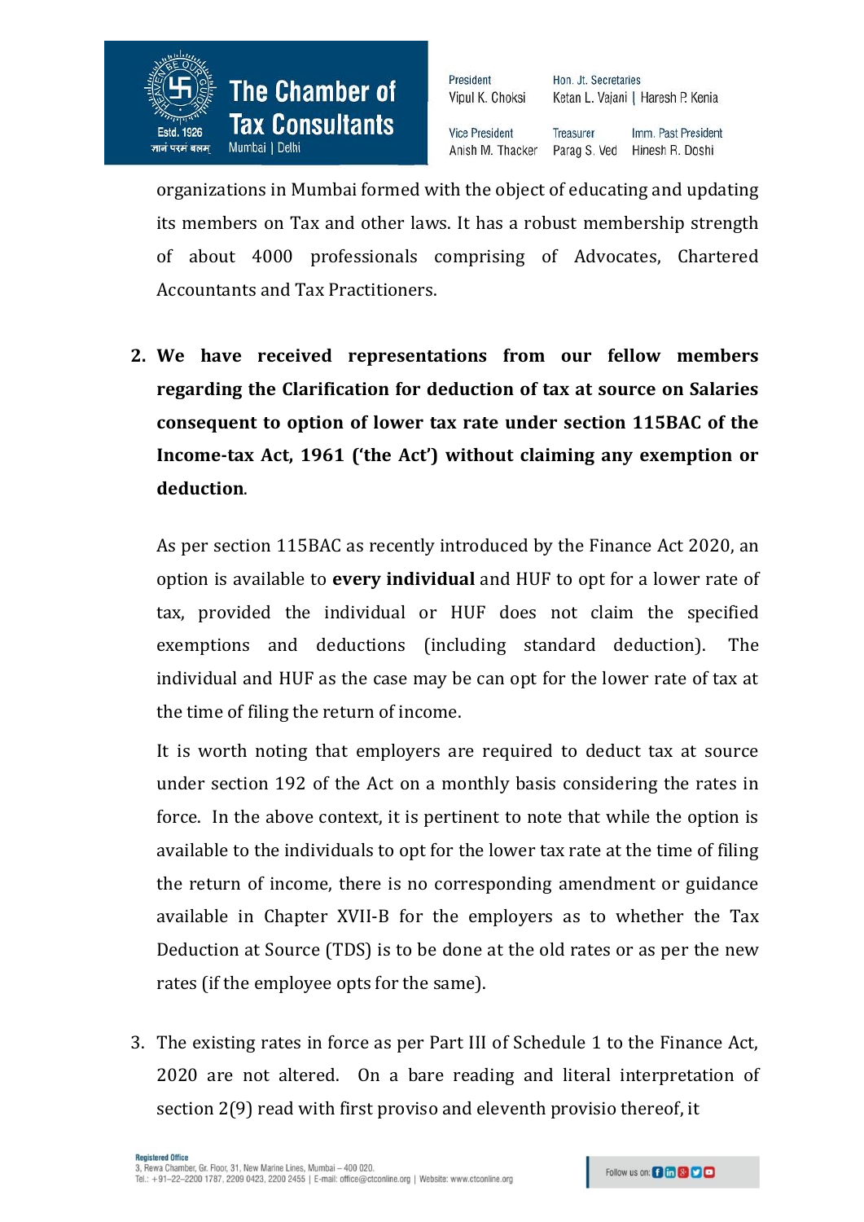organizations in Mumbai formed with the object of educating and updating its members on Tax and other laws. It has a robust membership strength of about 4000 professionals comprising of Advocates, Chartered Accountants and Tax Practitioners.

2. **We have received representations from our fellow members regarding the Clarification for deduction of tax at source on Salaries consequent to option of lower tax rate under section 115BAC of the Income-tax Act, 1961 ('the Act') without claiming any exemption or deduction**.

   As per section 115BAC as recently introduced by the Finance Act 2020, an option is available to **every individual** and HUF to opt for a lower rate of tax, provided the individual or HUF does not claim the specified exemptions and deductions (including standard deduction). The individual and HUF as the case may be can opt for the lower rate of tax at the time of filing the return of income.

   It is worth noting that employers are required to deduct tax at source under section 192 of the Act on a monthly basis considering the rates in force. In the above context, it is pertinent to note that while the option is available to the individuals to opt for the lower tax rate at the time of filing the return of income, there is no corresponding amendment or guidance available in Chapter XVII-B for the employers as to whether the Tax Deduction at Source (TDS) is to be done at the old rates or as per the new rates (if the employee opts for the same).

3. The existing rates in force as per Part III of Schedule 1 to the Finance Act, 2020 are not altered. On a bare reading and literal interpretation of section 2(9) read with first proviso and eleventh provisio thereof, it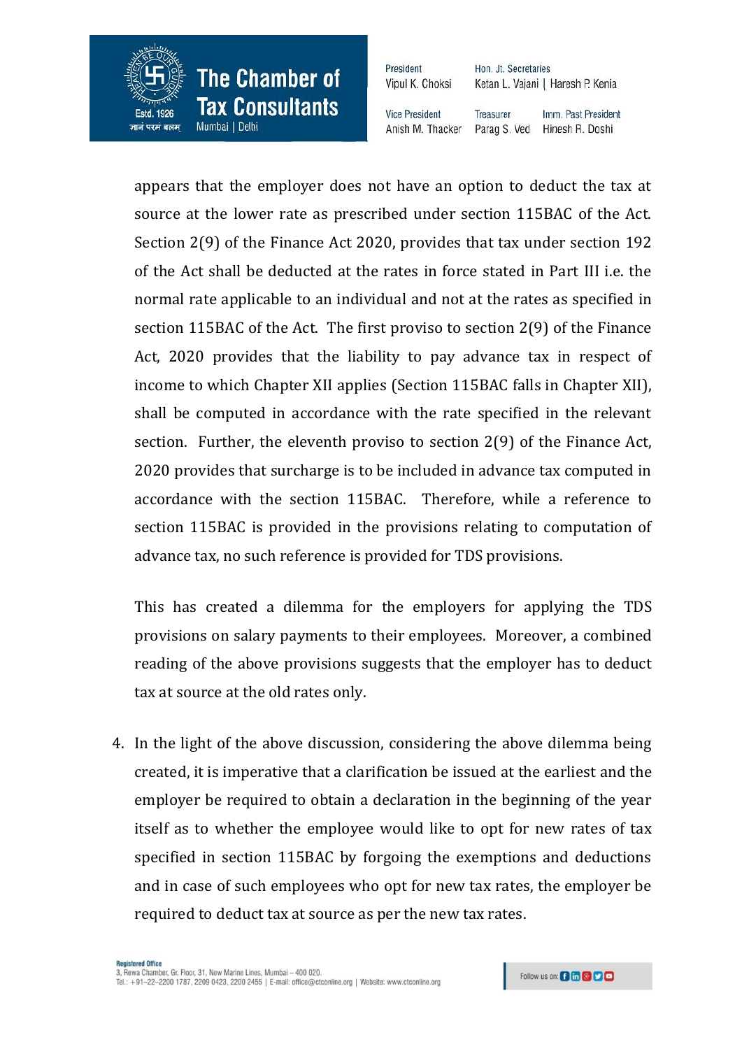appears that the employer does not have an option to deduct the tax at source at the lower rate as prescribed under section 115BAC of the Act. Section 2(9) of the Finance Act 2020, provides that tax under section 192 of the Act shall be deducted at the rates in force stated in Part III i.e. the normal rate applicable to an individual and not at the rates as specified in section 115BAC of the Act. The first proviso to section 2(9) of the Finance Act, 2020 provides that the liability to pay advance tax in respect of income to which Chapter XII applies (Section 115BAC falls in Chapter XII), shall be computed in accordance with the rate specified in the relevant section. Further, the eleventh proviso to section 2(9) of the Finance Act, 2020 provides that surcharge is to be included in advance tax computed in accordance with the section 115BAC. Therefore, while a reference to section 115BAC is provided in the provisions relating to computation of advance tax, no such reference is provided for TDS provisions.

This has created a dilemma for the employers for applying the TDS provisions on salary payments to their employees. Moreover, a combined reading of the above provisions suggests that the employer has to deduct tax at source at the old rates only.

4. In the light of the above discussion, considering the above dilemma being created, it is imperative that a clarification be issued at the earliest and the employer be required to obtain a declaration in the beginning of the year itself as to whether the employee would like to opt for new rates of tax specified in section 115BAC by forgoing the exemptions and deductions and in case of such employees who opt for new tax rates, the employer be required to deduct tax at source as per the new tax rates.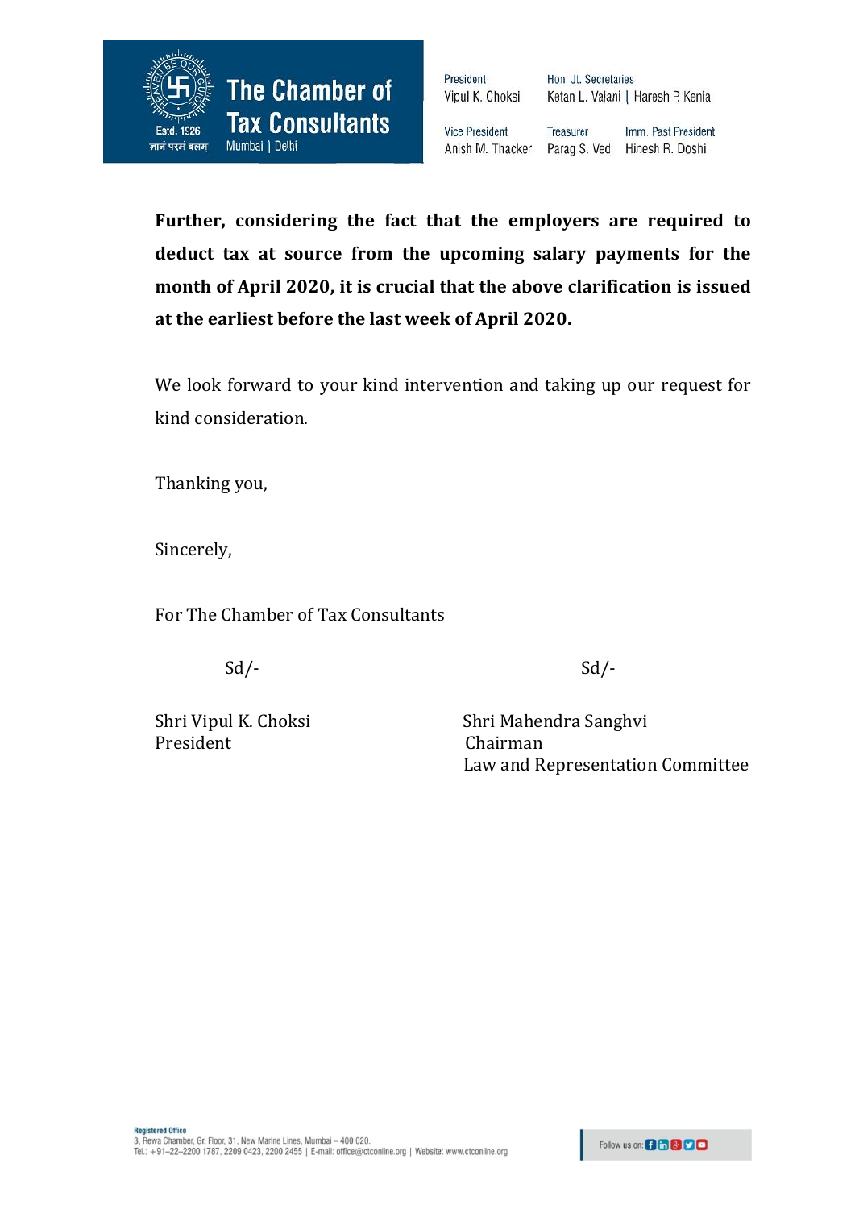**Further, considering the fact that the employers are required to deduct tax at source from the upcoming salary payments for the month of April 2020, it is crucial that the above clarification is issued at the earliest before the last week of April 2020.**

We look forward to your kind intervention and taking up our request for kind consideration.

Thanking you,

Sincerely,

For The Chamber of Tax Consultants

Sd/-

Shri Vipul K. Choksi
President

Sd/-

Shri Mahendra Sanghvi
Chairman
Law and Representation Committee